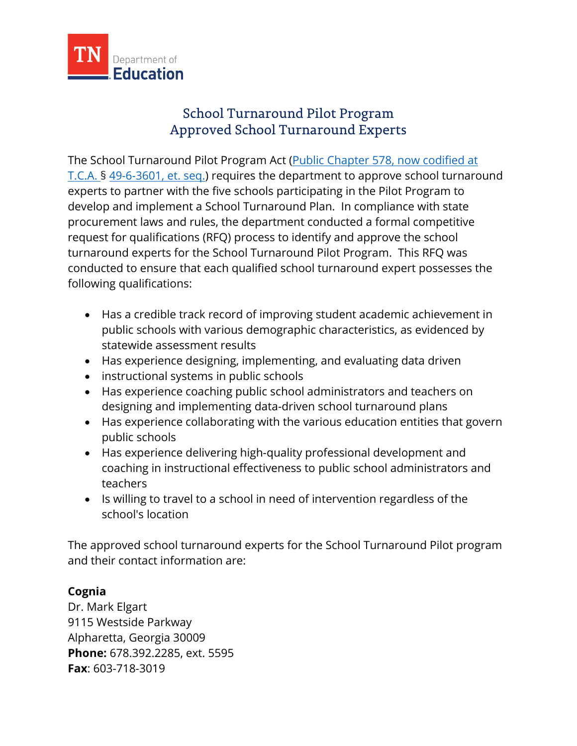TN Department of Education

# School Turnaround Pilot Program
## Approved School Turnaround Experts

The School Turnaround Pilot Program Act (Public Chapter 578, now codified at T.C.A. § 49-6-3601, et. seq.) requires the department to approve school turnaround experts to partner with the five schools participating in the Pilot Program to develop and implement a School Turnaround Plan. In compliance with state procurement laws and rules, the department conducted a formal competitive request for qualifications (RFQ) process to identify and approve the school turnaround experts for the School Turnaround Pilot Program. This RFQ was conducted to ensure that each qualified school turnaround expert possesses the following qualifications:

- Has a credible track record of improving student academic achievement in public schools with various demographic characteristics, as evidenced by statewide assessment results
- Has experience designing, implementing, and evaluating data driven
- instructional systems in public schools
- Has experience coaching public school administrators and teachers on designing and implementing data-driven school turnaround plans
- Has experience collaborating with the various education entities that govern public schools
- Has experience delivering high-quality professional development and coaching in instructional effectiveness to public school administrators and teachers
- Is willing to travel to a school in need of intervention regardless of the school's location

The approved school turnaround experts for the School Turnaround Pilot program and their contact information are:

**Cognia**
Dr. Mark Elgart
9115 Westside Parkway
Alpharetta, Georgia 30009
**Phone:** 678.392.2285, ext. 5595
**Fax**: 603-718-3019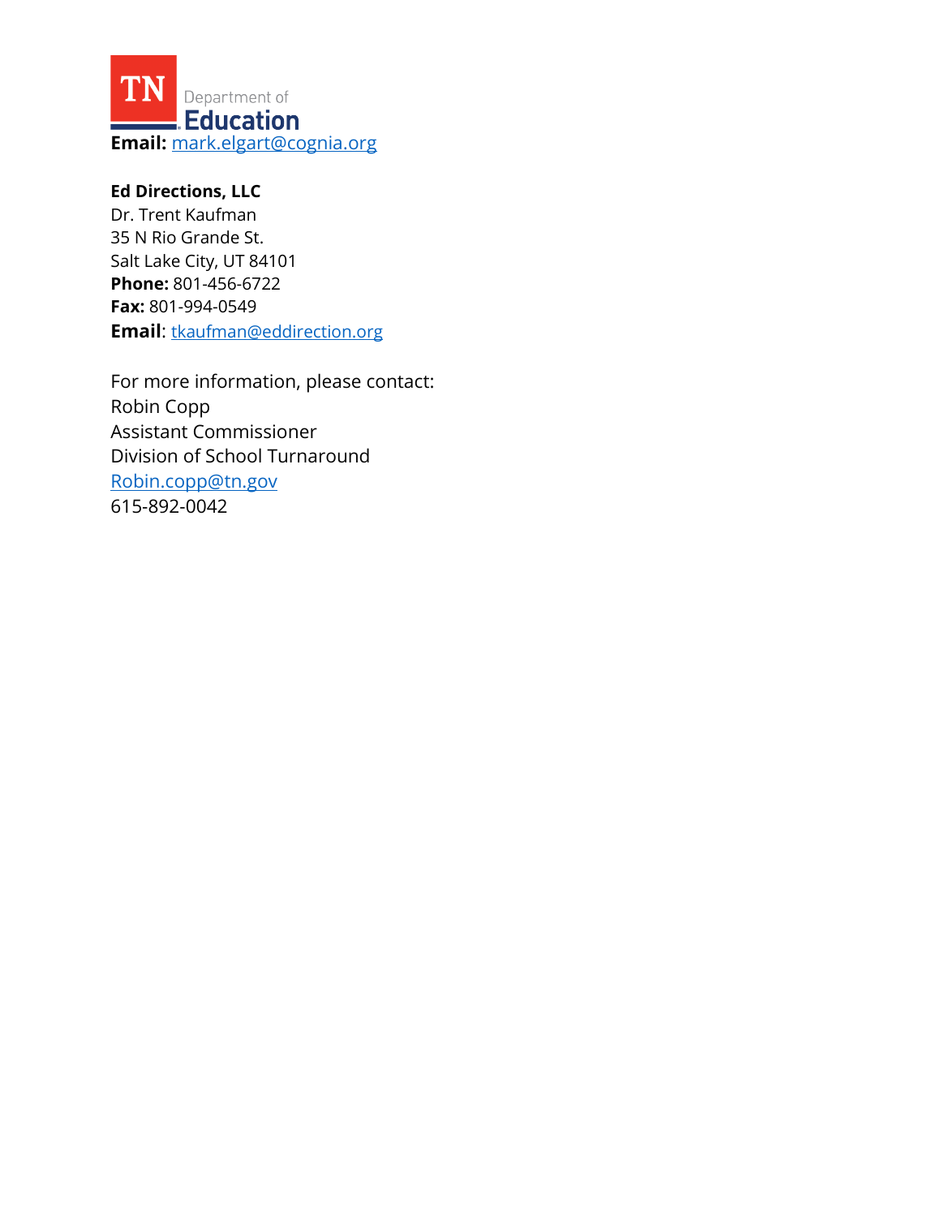**Email:** mark.elgart@cognia.org

**Ed Directions, LLC**
Dr. Trent Kaufman
35 N Rio Grande St.
Salt Lake City, UT 84101
**Phone:** 801-456-6722
**Fax:** 801-994-0549
**Email**: tkaufman@eddirection.org

For more information, please contact:
Robin Copp
Assistant Commissioner
Division of School Turnaround
Robin.copp@tn.gov
615-892-0042